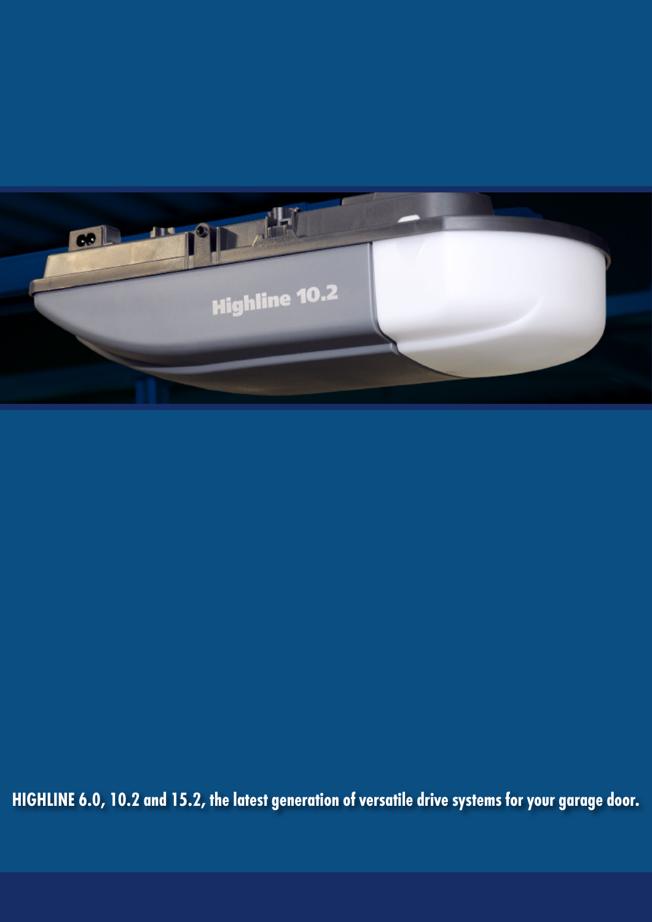**HIGHLINE 6.0, 10.2 and 15.2, the latest generation of versatile drive systems for your garage door.**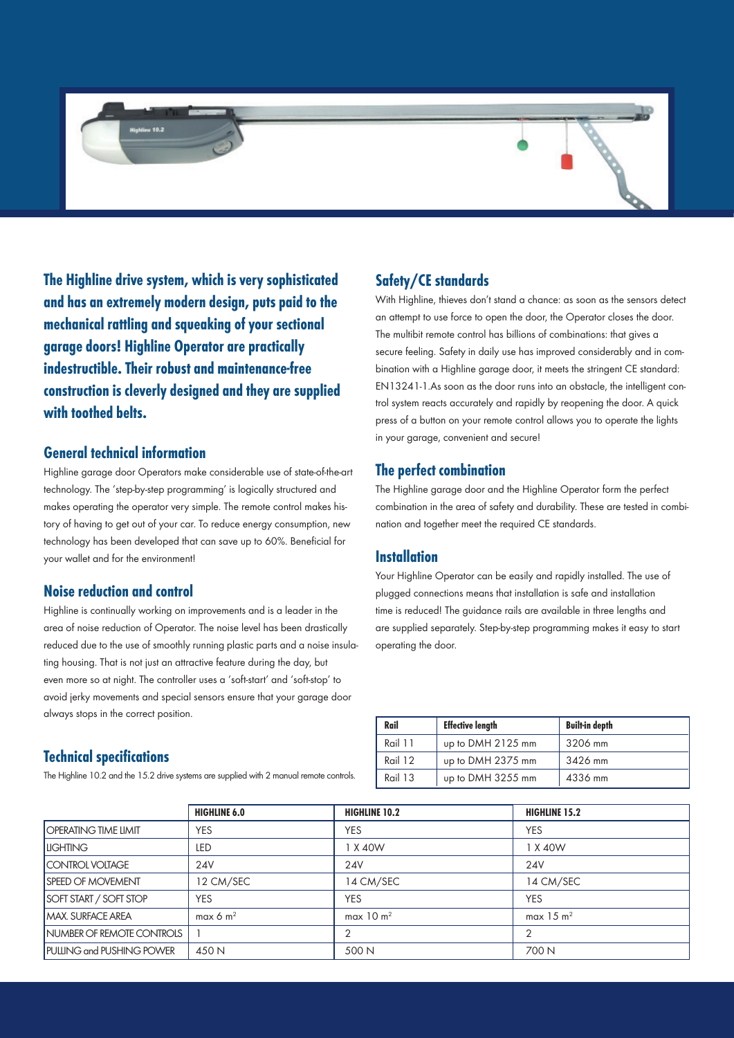**The Highline drive system, which is very sophisticated and has an extremely modern design, puts paid to the mechanical rattling and squeaking of your sectional garage doors! Highline Operator are practically indestructible. Their robust and maintenance-free construction is cleverly designed and they are supplied with toothed belts.**

## General technical information

Highline garage door Operators make considerable use of state-of-the-art technology. The 'step-by-step programming' is logically structured and makes operating the operator very simple. The remote control makes history of having to get out of your car. To reduce energy consumption, new technology has been developed that can save up to 60%. Beneficial for your wallet and for the environment!

## Noise reduction and control

Highline is continually working on improvements and is a leader in the area of noise reduction of Operator. The noise level has been drastically reduced due to the use of smoothly running plastic parts and a noise insulating housing. That is not just an attractive feature during the day, but even more so at night. The controller uses a 'soft-start' and 'soft-stop' to avoid jerky movements and special sensors ensure that your garage door always stops in the correct position.

## Safety/CE standards

With Highline, thieves don't stand a chance: as soon as the sensors detect an attempt to use force to open the door, the Operator closes the door. The multibit remote control has billions of combinations: that gives a secure feeling. Safety in daily use has improved considerably and in combination with a Highline garage door, it meets the stringent CE standard: EN13241-1.As soon as the door runs into an obstacle, the intelligent control system reacts accurately and rapidly by reopening the door. A quick press of a button on your remote control allows you to operate the lights in your garage, convenient and secure!

## The perfect combination

The Highline garage door and the Highline Operator form the perfect combination in the area of safety and durability. These are tested in combination and together meet the required CE standards.

## Installation

Your Highline Operator can be easily and rapidly installed. The use of plugged connections means that installation is safe and installation time is reduced! The guidance rails are available in three lengths and are supplied separately. Step-by-step programming makes it easy to start operating the door.

| Rail | Effective length | Built-in depth |
|---|---|---|
| Rail 11 | up to DMH 2125 mm | 3206 mm |
| Rail 12 | up to DMH 2375 mm | 3426 mm |
| Rail 13 | up to DMH 3255 mm | 4336 mm |

## Technical specifications

The Highline 10.2 and the 15.2 drive systems are supplied with 2 manual remote controls.

| | HIGHLINE 6.0 | HIGHLINE 10.2 | HIGHLINE 15.2 |
|---|---|---|---|
| OPERATING TIME LIMIT | YES | YES | YES |
| LIGHTING | LED | 1 X 40W | 1 X 40W |
| CONTROL VOLTAGE | 24V | 24V | 24V |
| SPEED OF MOVEMENT | 12 CM/SEC | 14 CM/SEC | 14 CM/SEC |
| SOFT START / SOFT STOP | YES | YES | YES |
| MAX. SURFACE AREA | max 6 $m^2$ | max 10 $m^2$ | max 15 $m^2$ |
| NUMBER OF REMOTE CONTROLS | 1 | 2 | 2 |
| PULLING and PUSHING POWER | 450 N | 500 N | 700 N |